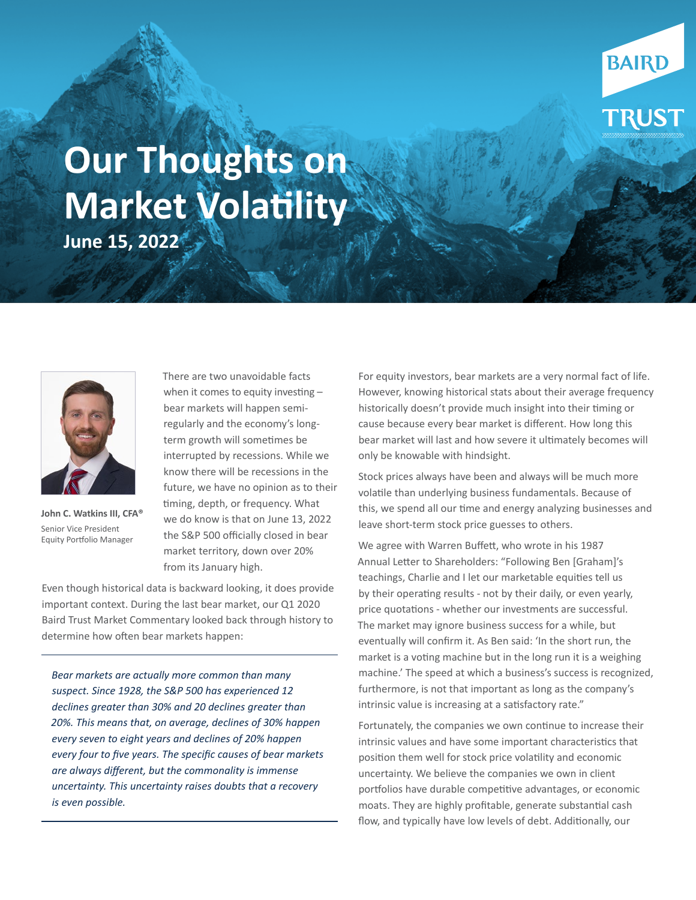# Our Thoughts on Market Volatility

**June 15, 2022**

**John C. Watkins III, CFA®**
Senior Vice President
Equity Portfolio Manager

There are two unavoidable facts when it comes to equity investing – bear markets will happen semi-regularly and the economy's long-term growth will sometimes be interrupted by recessions. While we know there will be recessions in the future, we have no opinion as to their timing, depth, or frequency. What we do know is that on June 13, 2022 the S&P 500 officially closed in bear market territory, down over 20% from its January high.

Even though historical data is backward looking, it does provide important context. During the last bear market, our Q1 2020 Baird Trust Market Commentary looked back through history to determine how often bear markets happen:

---

*Bear markets are actually more common than many suspect. Since 1928, the S&P 500 has experienced 12 declines greater than 30% and 20 declines greater than 20%. This means that, on average, declines of 30% happen every seven to eight years and declines of 20% happen every four to five years. The specific causes of bear markets are always different, but the commonality is immense uncertainty. This uncertainty raises doubts that a recovery is even possible.*

---

For equity investors, bear markets are a very normal fact of life. However, knowing historical stats about their average frequency historically doesn't provide much insight into their timing or cause because every bear market is different. How long this bear market will last and how severe it ultimately becomes will only be knowable with hindsight.

Stock prices always have been and always will be much more volatile than underlying business fundamentals. Because of this, we spend all our time and energy analyzing businesses and leave short-term stock price guesses to others.

We agree with Warren Buffett, who wrote in his 1987 Annual Letter to Shareholders: "Following Ben [Graham]'s teachings, Charlie and I let our marketable equities tell us by their operating results - not by their daily, or even yearly, price quotations - whether our investments are successful. The market may ignore business success for a while, but eventually will confirm it. As Ben said: 'In the short run, the market is a voting machine but in the long run it is a weighing machine.' The speed at which a business's success is recognized, furthermore, is not that important as long as the company's intrinsic value is increasing at a satisfactory rate."

Fortunately, the companies we own continue to increase their intrinsic values and have some important characteristics that position them well for stock price volatility and economic uncertainty. We believe the companies we own in client portfolios have durable competitive advantages, or economic moats. They are highly profitable, generate substantial cash flow, and typically have low levels of debt. Additionally, our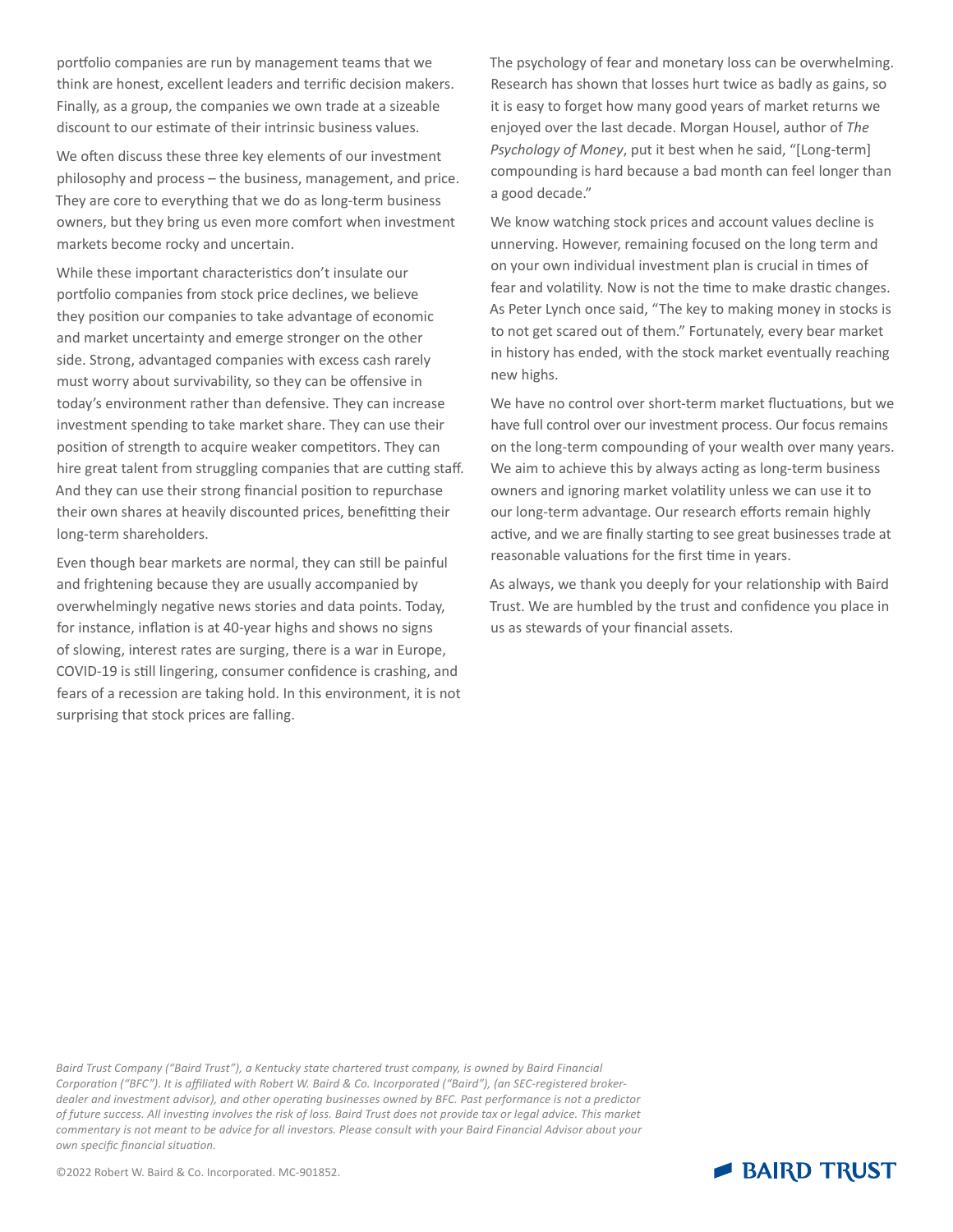portfolio companies are run by management teams that we think are honest, excellent leaders and terrific decision makers. Finally, as a group, the companies we own trade at a sizeable discount to our estimate of their intrinsic business values.

We often discuss these three key elements of our investment philosophy and process – the business, management, and price. They are core to everything that we do as long-term business owners, but they bring us even more comfort when investment markets become rocky and uncertain.

While these important characteristics don't insulate our portfolio companies from stock price declines, we believe they position our companies to take advantage of economic and market uncertainty and emerge stronger on the other side. Strong, advantaged companies with excess cash rarely must worry about survivability, so they can be offensive in today's environment rather than defensive. They can increase investment spending to take market share. They can use their position of strength to acquire weaker competitors. They can hire great talent from struggling companies that are cutting staff. And they can use their strong financial position to repurchase their own shares at heavily discounted prices, benefitting their long-term shareholders.

Even though bear markets are normal, they can still be painful and frightening because they are usually accompanied by overwhelmingly negative news stories and data points. Today, for instance, inflation is at 40-year highs and shows no signs of slowing, interest rates are surging, there is a war in Europe, COVID-19 is still lingering, consumer confidence is crashing, and fears of a recession are taking hold. In this environment, it is not surprising that stock prices are falling.

The psychology of fear and monetary loss can be overwhelming. Research has shown that losses hurt twice as badly as gains, so it is easy to forget how many good years of market returns we enjoyed over the last decade. Morgan Housel, author of *The Psychology of Money*, put it best when he said, "[Long-term] compounding is hard because a bad month can feel longer than a good decade."

We know watching stock prices and account values decline is unnerving. However, remaining focused on the long term and on your own individual investment plan is crucial in times of fear and volatility. Now is not the time to make drastic changes. As Peter Lynch once said, "The key to making money in stocks is to not get scared out of them." Fortunately, every bear market in history has ended, with the stock market eventually reaching new highs.

We have no control over short-term market fluctuations, but we have full control over our investment process. Our focus remains on the long-term compounding of your wealth over many years. We aim to achieve this by always acting as long-term business owners and ignoring market volatility unless we can use it to our long-term advantage. Our research efforts remain highly active, and we are finally starting to see great businesses trade at reasonable valuations for the first time in years.

As always, we thank you deeply for your relationship with Baird Trust. We are humbled by the trust and confidence you place in us as stewards of your financial assets.

*Baird Trust Company ("Baird Trust"), a Kentucky state chartered trust company, is owned by Baird Financial Corporation ("BFC"). It is affiliated with Robert W. Baird & Co. Incorporated ("Baird"), (an SEC-registered broker-dealer and investment advisor), and other operating businesses owned by BFC. Past performance is not a predictor of future success. All investing involves the risk of loss. Baird Trust does not provide tax or legal advice. This market commentary is not meant to be advice for all investors. Please consult with your Baird Financial Advisor about your own specific financial situation.*

©2022 Robert W. Baird & Co. Incorporated. MC-901852.

BAIRD TRUST